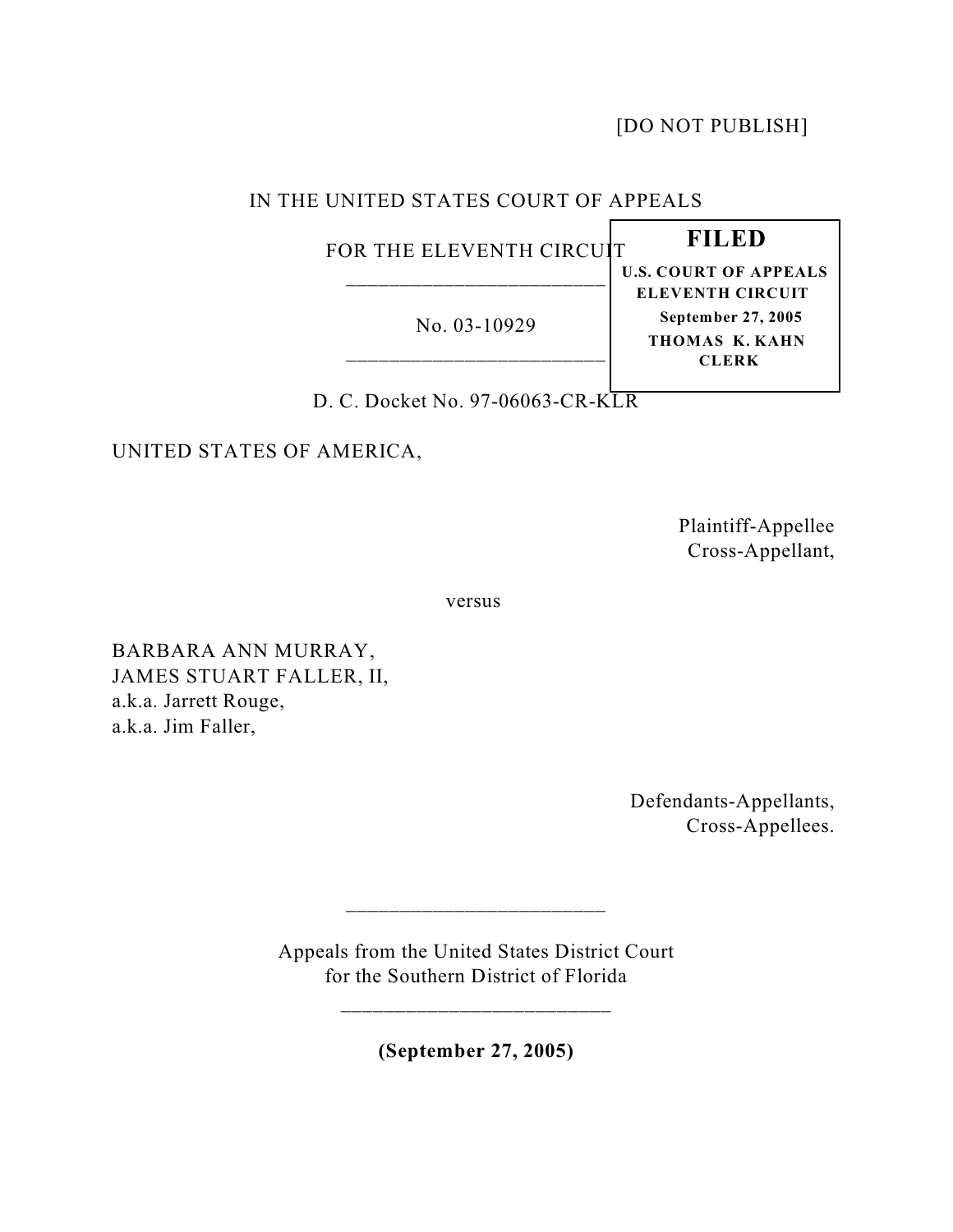[DO NOT PUBLISH]

IN THE UNITED STATES COURT OF APPEALS

FOR THE ELEVENTH CIRCUIT

---

No. 03-10929

---

**FILED**
**U.S. COURT OF APPEALS**
**ELEVENTH CIRCUIT**
**September 27, 2005**
**THOMAS K. KAHN**
**CLERK**

D. C. Docket No. 97-06063-CR-KLR

UNITED STATES OF AMERICA,

Plaintiff-Appellee
Cross-Appellant,

versus

BARBARA ANN MURRAY,
JAMES STUART FALLER, II,
a.k.a. Jarrett Rouge,
a.k.a. Jim Faller,

Defendants-Appellants,
Cross-Appellees.

---

Appeals from the United States District Court
for the Southern District of Florida

---

**(September 27, 2005)**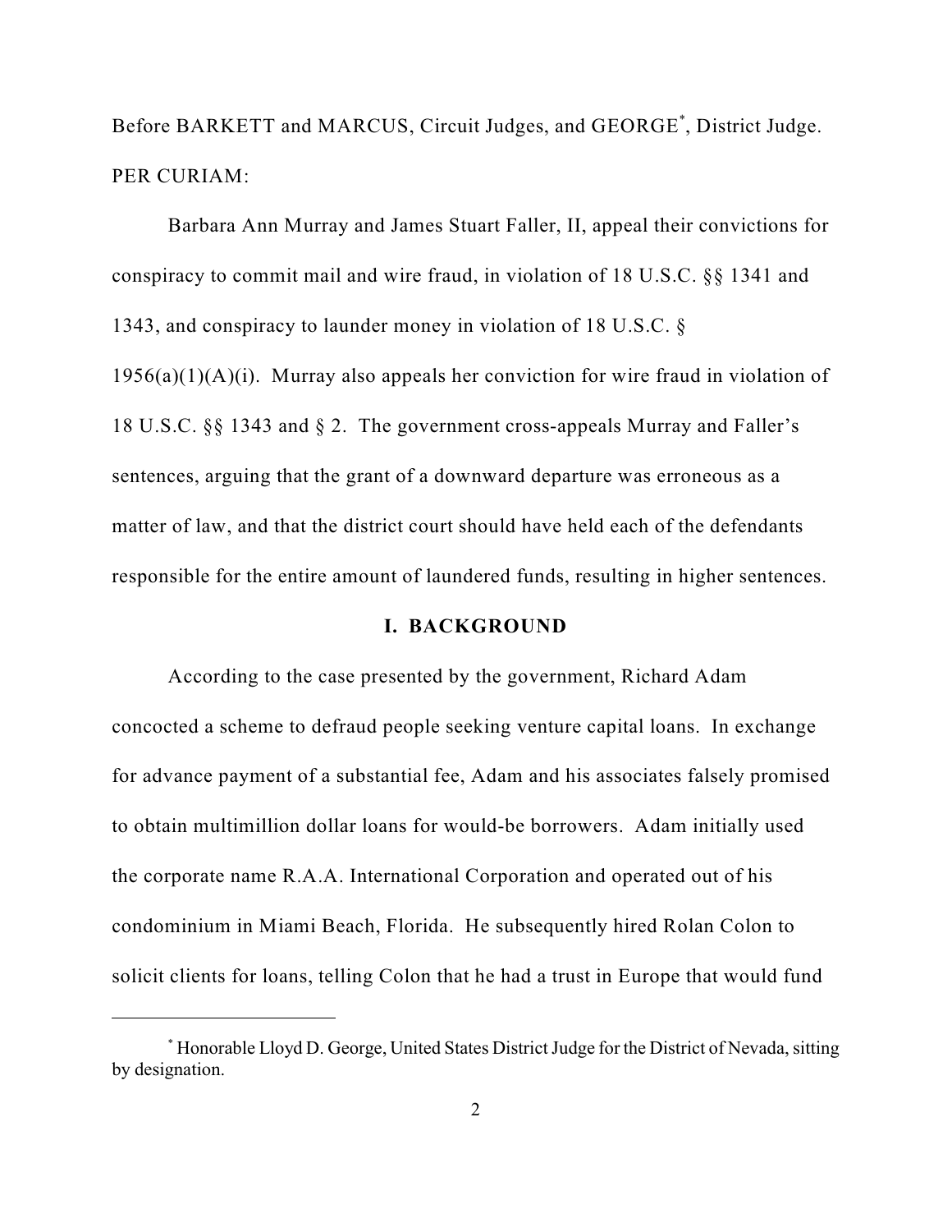Before BARKETT and MARCUS, Circuit Judges, and GEORGE[*], District Judge.

PER CURIAM:

Barbara Ann Murray and James Stuart Faller, II, appeal their convictions for conspiracy to commit mail and wire fraud, in violation of 18 U.S.C. §§ 1341 and 1343, and conspiracy to launder money in violation of 18 U.S.C. § 1956(a)(1)(A)(i). Murray also appeals her conviction for wire fraud in violation of 18 U.S.C. §§ 1343 and § 2. The government cross-appeals Murray and Faller's sentences, arguing that the grant of a downward departure was erroneous as a matter of law, and that the district court should have held each of the defendants responsible for the entire amount of laundered funds, resulting in higher sentences.

## I. BACKGROUND

According to the case presented by the government, Richard Adam concocted a scheme to defraud people seeking venture capital loans. In exchange for advance payment of a substantial fee, Adam and his associates falsely promised to obtain multimillion dollar loans for would-be borrowers. Adam initially used the corporate name R.A.A. International Corporation and operated out of his condominium in Miami Beach, Florida. He subsequently hired Rolan Colon to solicit clients for loans, telling Colon that he had a trust in Europe that would fund

[*] Honorable Lloyd D. George, United States District Judge for the District of Nevada, sitting by designation.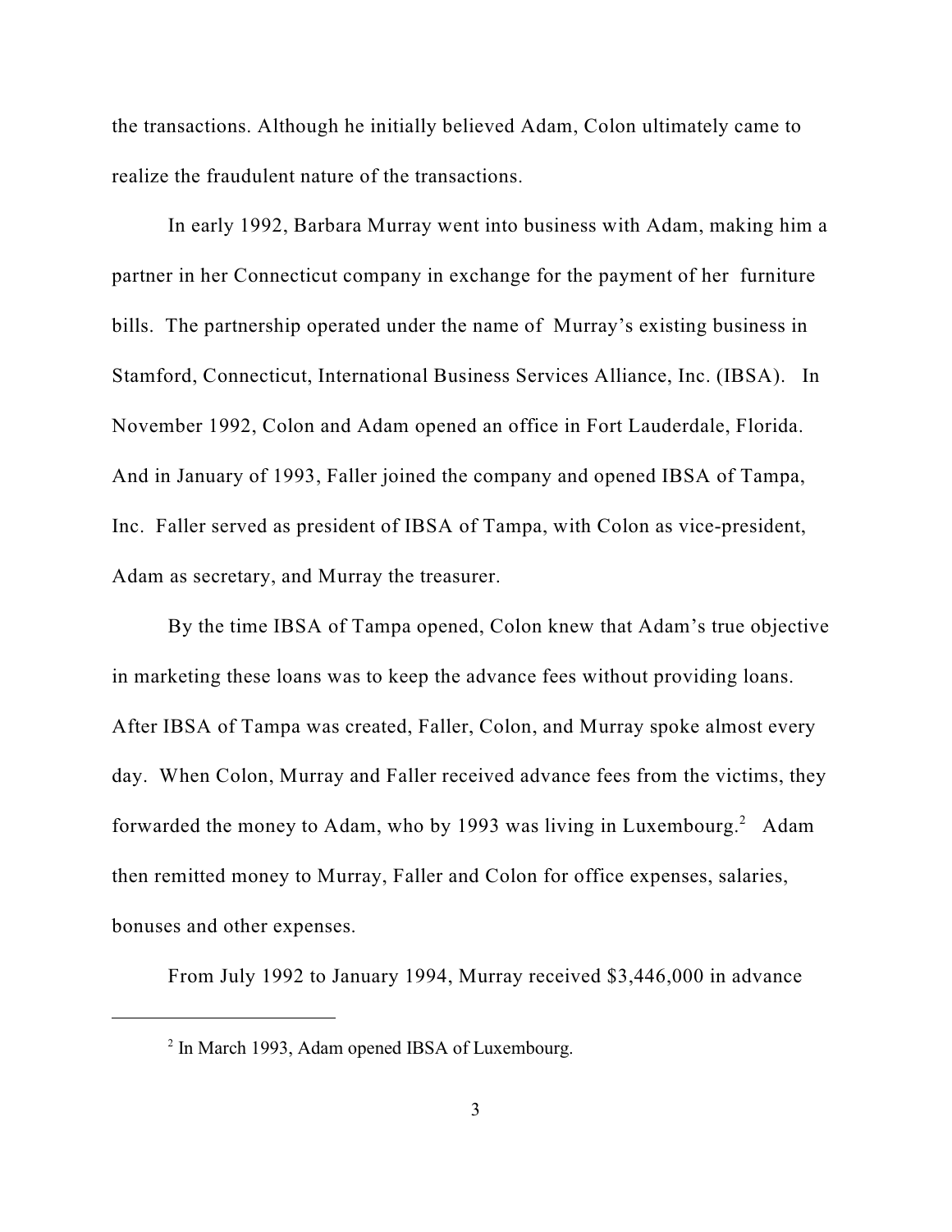the transactions. Although he initially believed Adam, Colon ultimately came to realize the fraudulent nature of the transactions.

In early 1992, Barbara Murray went into business with Adam, making him a partner in her Connecticut company in exchange for the payment of her furniture bills. The partnership operated under the name of Murray's existing business in Stamford, Connecticut, International Business Services Alliance, Inc. (IBSA). In November 1992, Colon and Adam opened an office in Fort Lauderdale, Florida. And in January of 1993, Faller joined the company and opened IBSA of Tampa, Inc. Faller served as president of IBSA of Tampa, with Colon as vice-president, Adam as secretary, and Murray the treasurer.

By the time IBSA of Tampa opened, Colon knew that Adam's true objective in marketing these loans was to keep the advance fees without providing loans. After IBSA of Tampa was created, Faller, Colon, and Murray spoke almost every day. When Colon, Murray and Faller received advance fees from the victims, they forwarded the money to Adam, who by 1993 was living in Luxembourg.[2] Adam then remitted money to Murray, Faller and Colon for office expenses, salaries, bonuses and other expenses.

From July 1992 to January 1994, Murray received $3,446,000 in advance

[2] In March 1993, Adam opened IBSA of Luxembourg.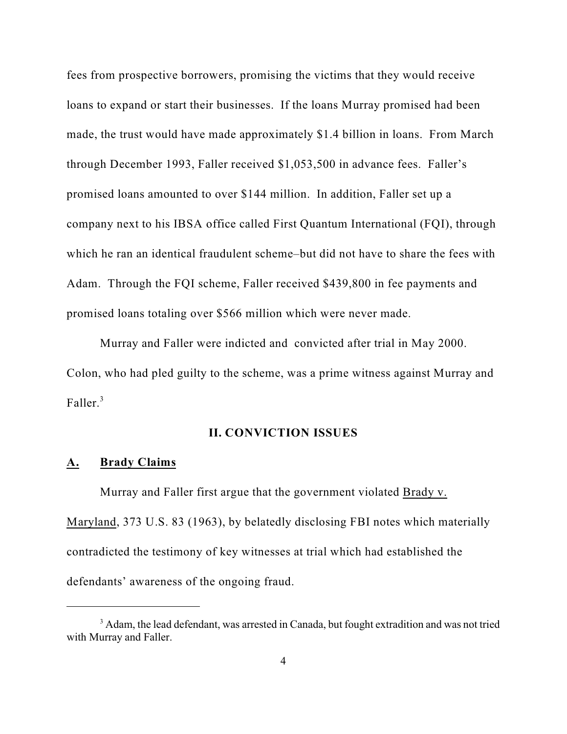fees from prospective borrowers, promising the victims that they would receive loans to expand or start their businesses. If the loans Murray promised had been made, the trust would have made approximately $1.4 billion in loans. From March through December 1993, Faller received $1,053,500 in advance fees. Faller's promised loans amounted to over $144 million. In addition, Faller set up a company next to his IBSA office called First Quantum International (FQI), through which he ran an identical fraudulent scheme–but did not have to share the fees with Adam. Through the FQI scheme, Faller received $439,800 in fee payments and promised loans totaling over $566 million which were never made.

Murray and Faller were indicted and convicted after trial in May 2000. Colon, who had pled guilty to the scheme, was a prime witness against Murray and Faller.[3]

## II. CONVICTION ISSUES

### A. Brady Claims

Murray and Faller first argue that the government violated Brady v. Maryland, 373 U.S. 83 (1963), by belatedly disclosing FBI notes which materially contradicted the testimony of key witnesses at trial which had established the defendants' awareness of the ongoing fraud.

---

[3] Adam, the lead defendant, was arrested in Canada, but fought extradition and was not tried with Murray and Faller.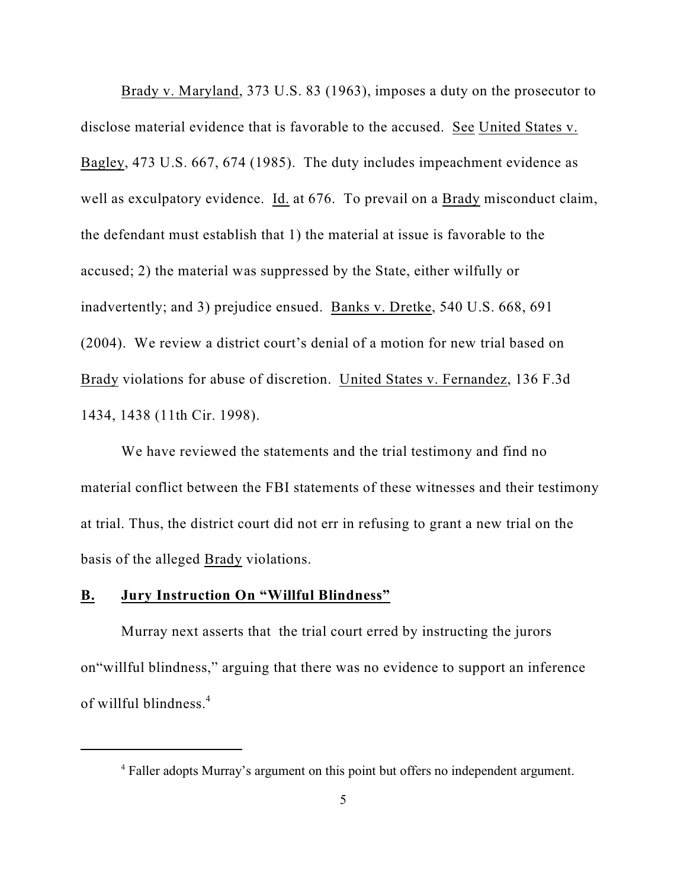Brady v. Maryland, 373 U.S. 83 (1963), imposes a duty on the prosecutor to disclose material evidence that is favorable to the accused. See United States v. Bagley, 473 U.S. 667, 674 (1985). The duty includes impeachment evidence as well as exculpatory evidence. Id. at 676. To prevail on a Brady misconduct claim, the defendant must establish that 1) the material at issue is favorable to the accused; 2) the material was suppressed by the State, either wilfully or inadvertently; and 3) prejudice ensued. Banks v. Dretke, 540 U.S. 668, 691 (2004). We review a district court's denial of a motion for new trial based on Brady violations for abuse of discretion. United States v. Fernandez, 136 F.3d 1434, 1438 (11th Cir. 1998).

We have reviewed the statements and the trial testimony and find no material conflict between the FBI statements of these witnesses and their testimony at trial. Thus, the district court did not err in refusing to grant a new trial on the basis of the alleged Brady violations.

### B. Jury Instruction On "Willful Blindness"

Murray next asserts that the trial court erred by instructing the jurors on"willful blindness," arguing that there was no evidence to support an inference of willful blindness.[4]

---

[4] Faller adopts Murray's argument on this point but offers no independent argument.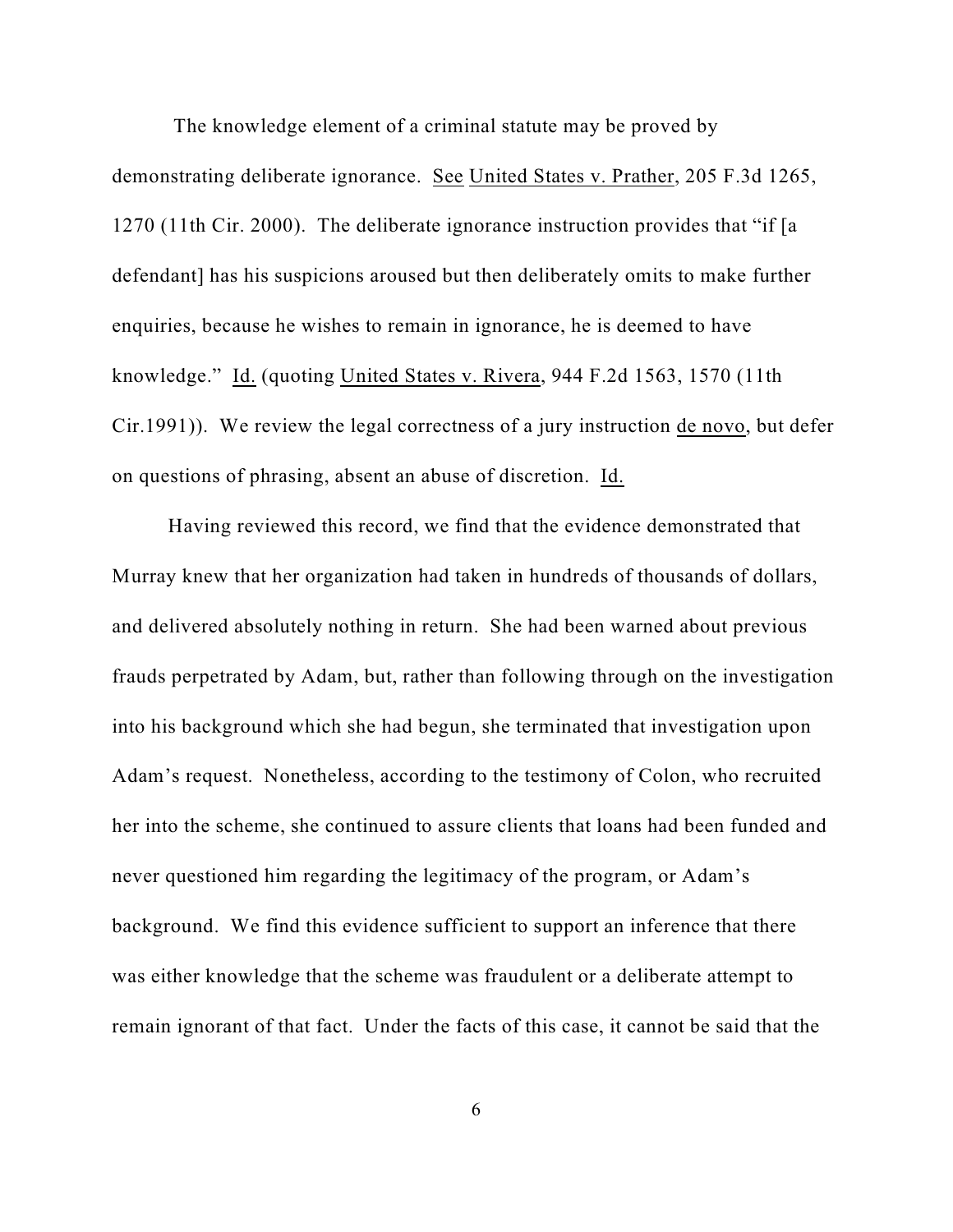The knowledge element of a criminal statute may be proved by demonstrating deliberate ignorance. See United States v. Prather, 205 F.3d 1265, 1270 (11th Cir. 2000). The deliberate ignorance instruction provides that "if [a defendant] has his suspicions aroused but then deliberately omits to make further enquiries, because he wishes to remain in ignorance, he is deemed to have knowledge." Id. (quoting United States v. Rivera, 944 F.2d 1563, 1570 (11th Cir.1991)). We review the legal correctness of a jury instruction de novo, but defer on questions of phrasing, absent an abuse of discretion. Id.

Having reviewed this record, we find that the evidence demonstrated that Murray knew that her organization had taken in hundreds of thousands of dollars, and delivered absolutely nothing in return. She had been warned about previous frauds perpetrated by Adam, but, rather than following through on the investigation into his background which she had begun, she terminated that investigation upon Adam's request. Nonetheless, according to the testimony of Colon, who recruited her into the scheme, she continued to assure clients that loans had been funded and never questioned him regarding the legitimacy of the program, or Adam's background. We find this evidence sufficient to support an inference that there was either knowledge that the scheme was fraudulent or a deliberate attempt to remain ignorant of that fact. Under the facts of this case, it cannot be said that the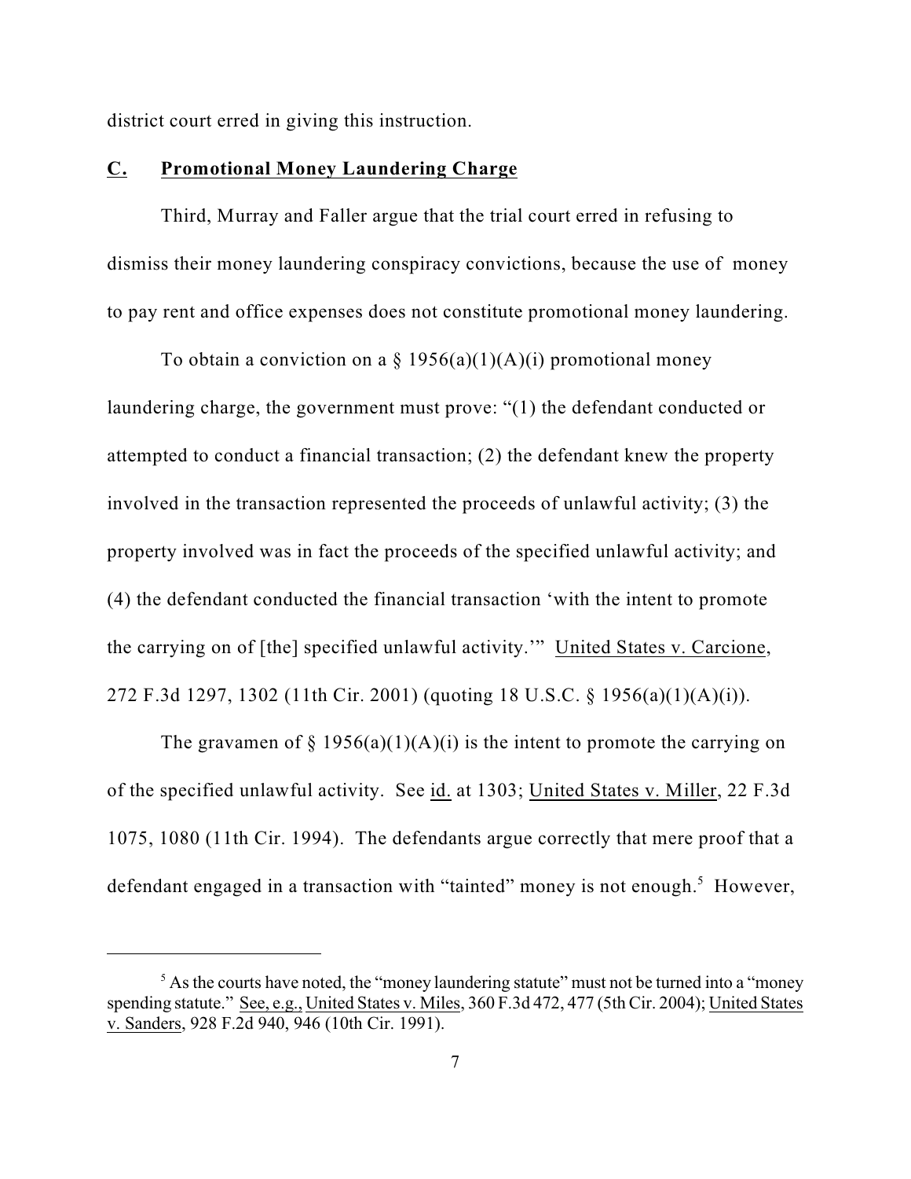district court erred in giving this instruction.

## C. Promotional Money Laundering Charge

Third, Murray and Faller argue that the trial court erred in refusing to dismiss their money laundering conspiracy convictions, because the use of money to pay rent and office expenses does not constitute promotional money laundering.

To obtain a conviction on a § 1956(a)(1)(A)(i) promotional money laundering charge, the government must prove: "(1) the defendant conducted or attempted to conduct a financial transaction; (2) the defendant knew the property involved in the transaction represented the proceeds of unlawful activity; (3) the property involved was in fact the proceeds of the specified unlawful activity; and (4) the defendant conducted the financial transaction 'with the intent to promote the carrying on of [the] specified unlawful activity.'" United States v. Carcione, 272 F.3d 1297, 1302 (11th Cir. 2001) (quoting 18 U.S.C. § 1956(a)(1)(A)(i)).

The gravamen of § 1956(a)(1)(A)(i) is the intent to promote the carrying on of the specified unlawful activity. See id. at 1303; United States v. Miller, 22 F.3d 1075, 1080 (11th Cir. 1994). The defendants argue correctly that mere proof that a defendant engaged in a transaction with "tainted" money is not enough.[5] However,

---

[5] As the courts have noted, the "money laundering statute" must not be turned into a "money spending statute." See, e.g., United States v. Miles, 360 F.3d 472, 477 (5th Cir. 2004); United States v. Sanders, 928 F.2d 940, 946 (10th Cir. 1991).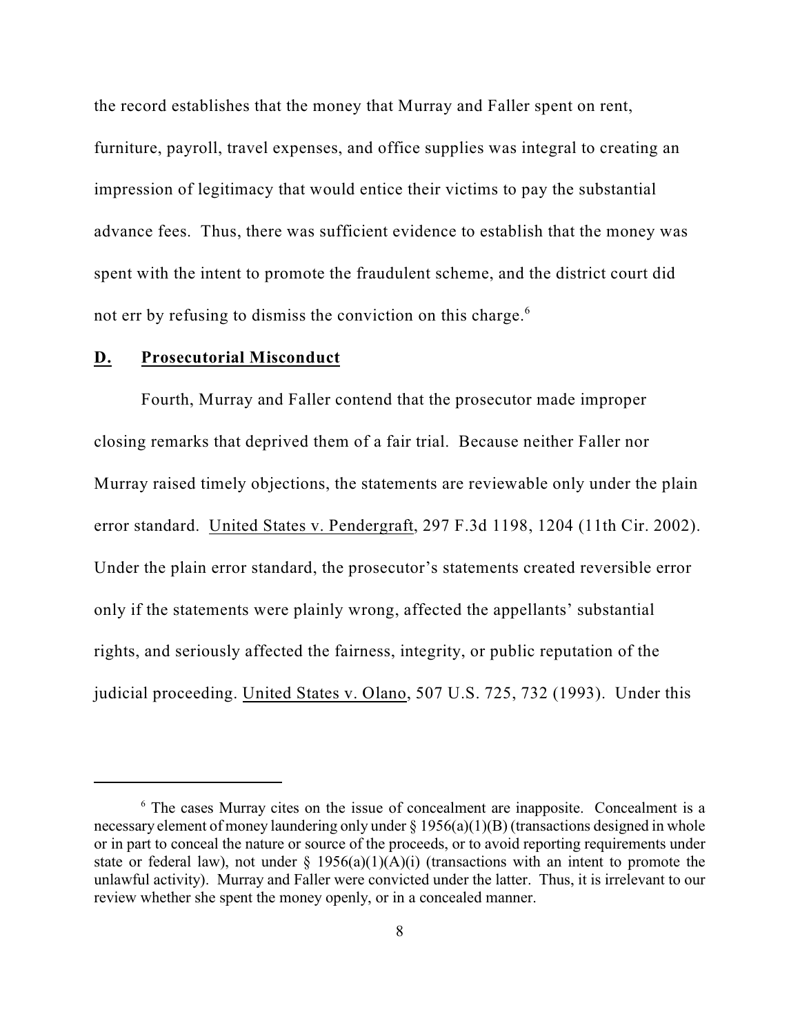the record establishes that the money that Murray and Faller spent on rent, furniture, payroll, travel expenses, and office supplies was integral to creating an impression of legitimacy that would entice their victims to pay the substantial advance fees. Thus, there was sufficient evidence to establish that the money was spent with the intent to promote the fraudulent scheme, and the district court did not err by refusing to dismiss the conviction on this charge.[6]

## D. Prosecutorial Misconduct

Fourth, Murray and Faller contend that the prosecutor made improper closing remarks that deprived them of a fair trial. Because neither Faller nor Murray raised timely objections, the statements are reviewable only under the plain error standard. United States v. Pendergraft, 297 F.3d 1198, 1204 (11th Cir. 2002). Under the plain error standard, the prosecutor's statements created reversible error only if the statements were plainly wrong, affected the appellants' substantial rights, and seriously affected the fairness, integrity, or public reputation of the judicial proceeding. United States v. Olano, 507 U.S. 725, 732 (1993). Under this

---

[6] The cases Murray cites on the issue of concealment are inapposite. Concealment is a necessary element of money laundering only under § 1956(a)(1)(B) (transactions designed in whole or in part to conceal the nature or source of the proceeds, or to avoid reporting requirements under state or federal law), not under § 1956(a)(1)(A)(i) (transactions with an intent to promote the unlawful activity). Murray and Faller were convicted under the latter. Thus, it is irrelevant to our review whether she spent the money openly, or in a concealed manner.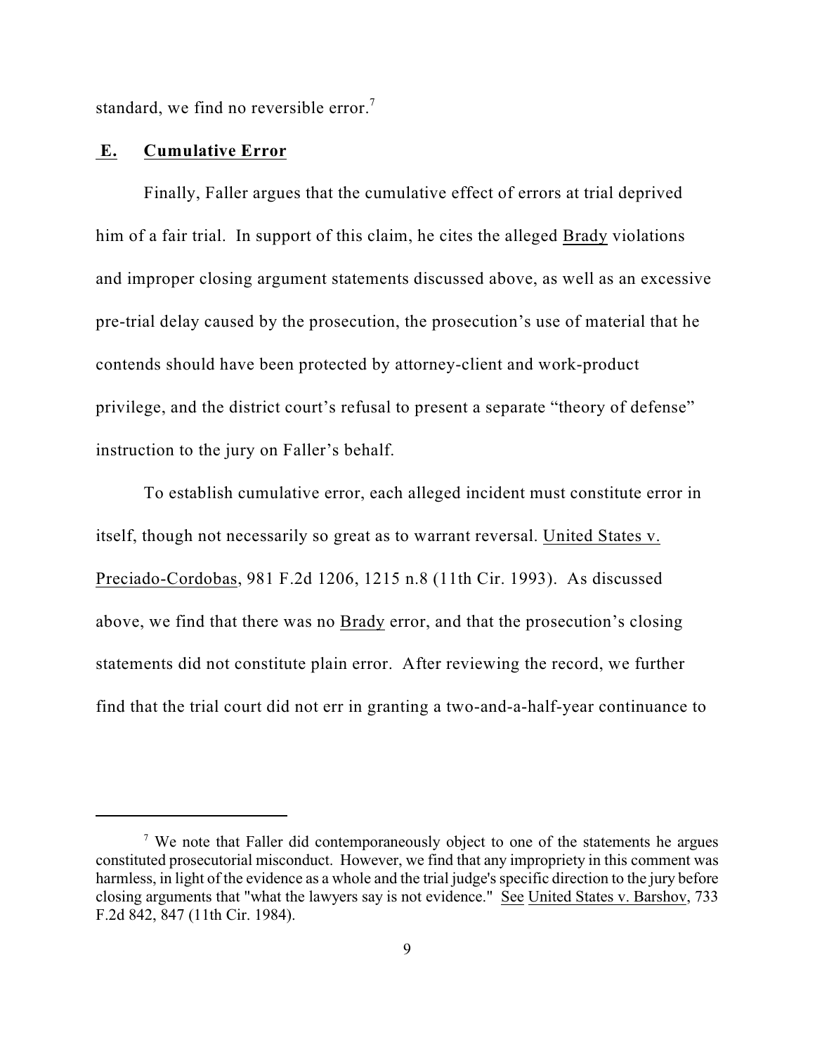standard, we find no reversible error.[7]

### E. Cumulative Error

Finally, Faller argues that the cumulative effect of errors at trial deprived him of a fair trial. In support of this claim, he cites the alleged Brady violations and improper closing argument statements discussed above, as well as an excessive pre-trial delay caused by the prosecution, the prosecution's use of material that he contends should have been protected by attorney-client and work-product privilege, and the district court's refusal to present a separate "theory of defense" instruction to the jury on Faller's behalf.

To establish cumulative error, each alleged incident must constitute error in itself, though not necessarily so great as to warrant reversal. United States v. Preciado-Cordobas, 981 F.2d 1206, 1215 n.8 (11th Cir. 1993). As discussed above, we find that there was no Brady error, and that the prosecution's closing statements did not constitute plain error. After reviewing the record, we further find that the trial court did not err in granting a two-and-a-half-year continuance to

---

[7] We note that Faller did contemporaneously object to one of the statements he argues constituted prosecutorial misconduct. However, we find that any impropriety in this comment was harmless, in light of the evidence as a whole and the trial judge's specific direction to the jury before closing arguments that "what the lawyers say is not evidence." See United States v. Barshov, 733 F.2d 842, 847 (11th Cir. 1984).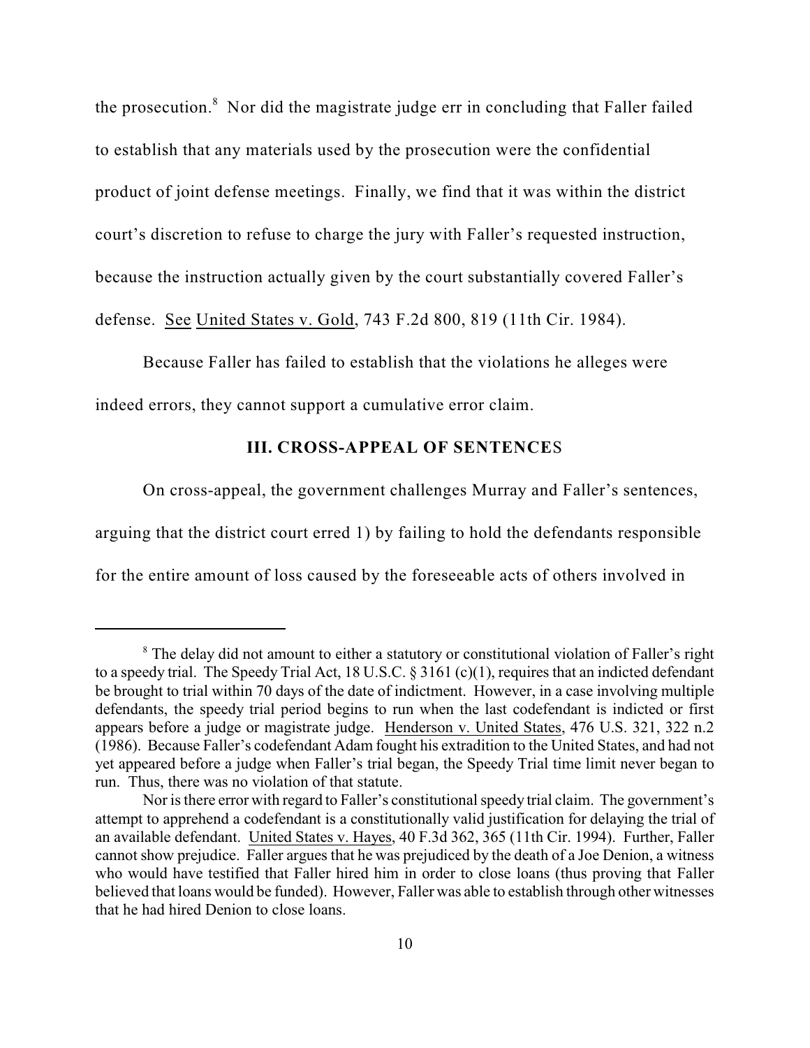the prosecution.[8] Nor did the magistrate judge err in concluding that Faller failed to establish that any materials used by the prosecution were the confidential product of joint defense meetings. Finally, we find that it was within the district court's discretion to refuse to charge the jury with Faller's requested instruction, because the instruction actually given by the court substantially covered Faller's defense. See United States v. Gold, 743 F.2d 800, 819 (11th Cir. 1984).

Because Faller has failed to establish that the violations he alleges were indeed errors, they cannot support a cumulative error claim.

## III. CROSS-APPEAL OF SENTENCES

On cross-appeal, the government challenges Murray and Faller's sentences, arguing that the district court erred 1) by failing to hold the defendants responsible for the entire amount of loss caused by the foreseeable acts of others involved in

---

[8] The delay did not amount to either a statutory or constitutional violation of Faller's right to a speedy trial. The Speedy Trial Act, 18 U.S.C. § 3161 (c)(1), requires that an indicted defendant be brought to trial within 70 days of the date of indictment. However, in a case involving multiple defendants, the speedy trial period begins to run when the last codefendant is indicted or first appears before a judge or magistrate judge. Henderson v. United States, 476 U.S. 321, 322 n.2 (1986). Because Faller's codefendant Adam fought his extradition to the United States, and had not yet appeared before a judge when Faller's trial began, the Speedy Trial time limit never began to run. Thus, there was no violation of that statute.

Nor is there error with regard to Faller's constitutional speedy trial claim. The government's attempt to apprehend a codefendant is a constitutionally valid justification for delaying the trial of an available defendant. United States v. Hayes, 40 F.3d 362, 365 (11th Cir. 1994). Further, Faller cannot show prejudice. Faller argues that he was prejudiced by the death of a Joe Denion, a witness who would have testified that Faller hired him in order to close loans (thus proving that Faller believed that loans would be funded). However, Faller was able to establish through other witnesses that he had hired Denion to close loans.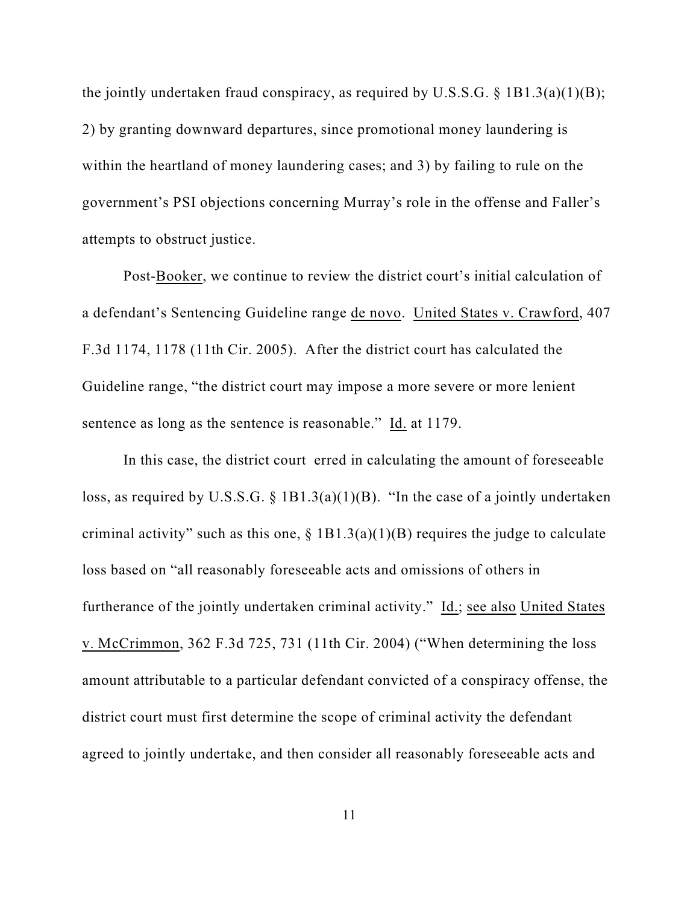the jointly undertaken fraud conspiracy, as required by U.S.S.G. § 1B1.3(a)(1)(B); 2) by granting downward departures, since promotional money laundering is within the heartland of money laundering cases; and 3) by failing to rule on the government's PSI objections concerning Murray's role in the offense and Faller's attempts to obstruct justice.

Post-Booker, we continue to review the district court's initial calculation of a defendant's Sentencing Guideline range de novo. United States v. Crawford, 407 F.3d 1174, 1178 (11th Cir. 2005). After the district court has calculated the Guideline range, "the district court may impose a more severe or more lenient sentence as long as the sentence is reasonable." Id. at 1179.

In this case, the district court erred in calculating the amount of foreseeable loss, as required by U.S.S.G. § 1B1.3(a)(1)(B). "In the case of a jointly undertaken criminal activity" such as this one, § 1B1.3(a)(1)(B) requires the judge to calculate loss based on "all reasonably foreseeable acts and omissions of others in furtherance of the jointly undertaken criminal activity." Id.; see also United States v. McCrimmon, 362 F.3d 725, 731 (11th Cir. 2004) ("When determining the loss amount attributable to a particular defendant convicted of a conspiracy offense, the district court must first determine the scope of criminal activity the defendant agreed to jointly undertake, and then consider all reasonably foreseeable acts and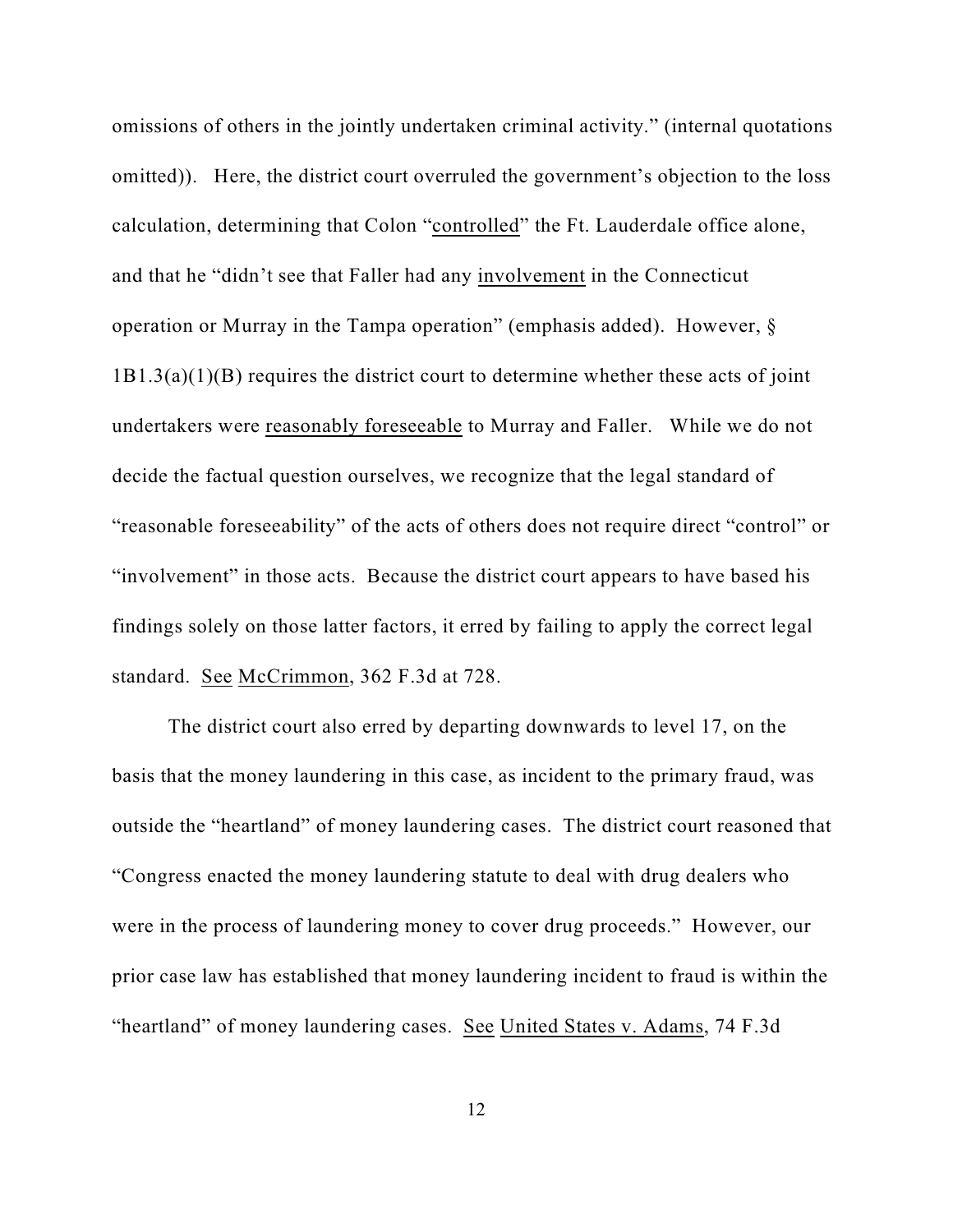omissions of others in the jointly undertaken criminal activity." (internal quotations omitted)). Here, the district court overruled the government's objection to the loss calculation, determining that Colon "controlled" the Ft. Lauderdale office alone, and that he "didn't see that Faller had any involvement in the Connecticut operation or Murray in the Tampa operation" (emphasis added). However, § 1B1.3(a)(1)(B) requires the district court to determine whether these acts of joint undertakers were reasonably foreseeable to Murray and Faller. While we do not decide the factual question ourselves, we recognize that the legal standard of "reasonable foreseeability" of the acts of others does not require direct "control" or "involvement" in those acts. Because the district court appears to have based his findings solely on those latter factors, it erred by failing to apply the correct legal standard. See McCrimmon, 362 F.3d at 728.

The district court also erred by departing downwards to level 17, on the basis that the money laundering in this case, as incident to the primary fraud, was outside the "heartland" of money laundering cases. The district court reasoned that "Congress enacted the money laundering statute to deal with drug dealers who were in the process of laundering money to cover drug proceeds." However, our prior case law has established that money laundering incident to fraud is within the "heartland" of money laundering cases. See United States v. Adams, 74 F.3d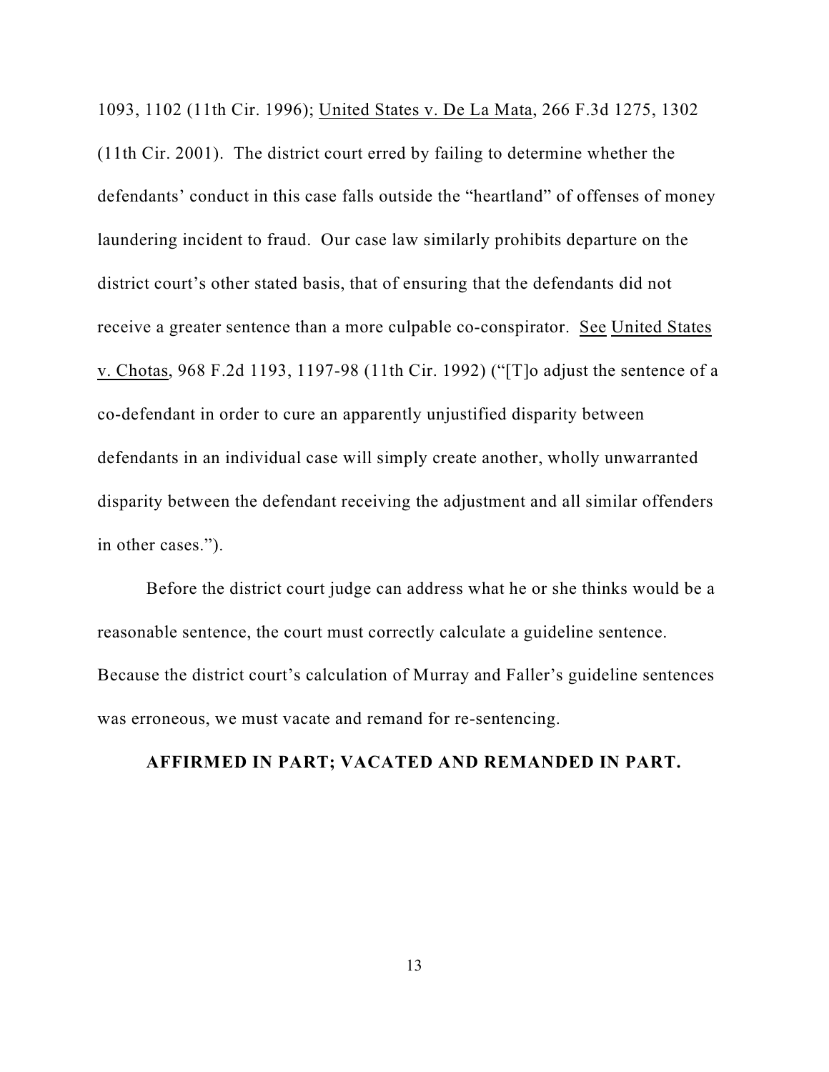1093, 1102 (11th Cir. 1996); United States v. De La Mata, 266 F.3d 1275, 1302 (11th Cir. 2001). The district court erred by failing to determine whether the defendants' conduct in this case falls outside the "heartland" of offenses of money laundering incident to fraud. Our case law similarly prohibits departure on the district court's other stated basis, that of ensuring that the defendants did not receive a greater sentence than a more culpable co-conspirator. See United States v. Chotas, 968 F.2d 1193, 1197-98 (11th Cir. 1992) ("[T]o adjust the sentence of a co-defendant in order to cure an apparently unjustified disparity between defendants in an individual case will simply create another, wholly unwarranted disparity between the defendant receiving the adjustment and all similar offenders in other cases.").

Before the district court judge can address what he or she thinks would be a reasonable sentence, the court must correctly calculate a guideline sentence. Because the district court's calculation of Murray and Faller's guideline sentences was erroneous, we must vacate and remand for re-sentencing.

**AFFIRMED IN PART; VACATED AND REMANDED IN PART.**